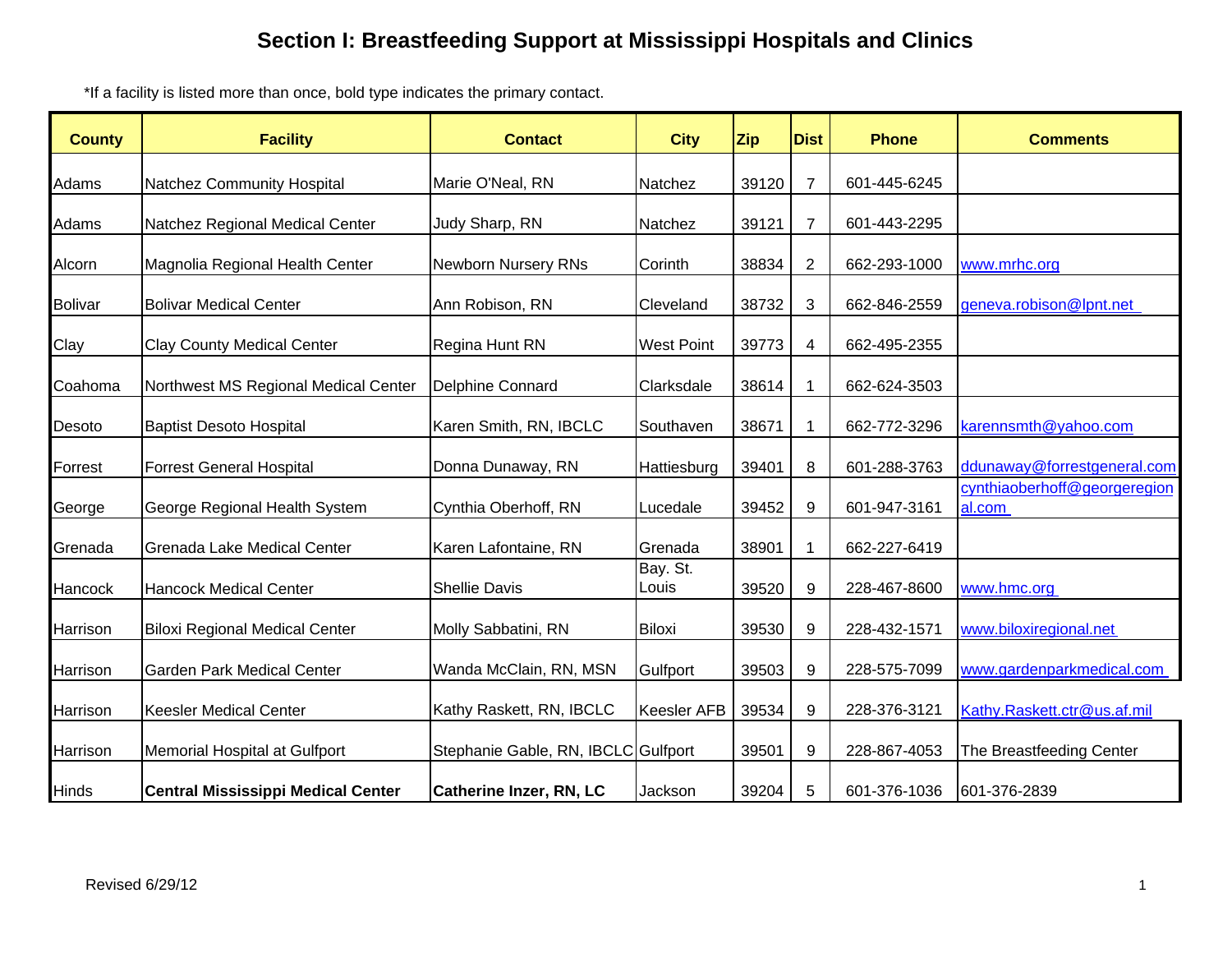# Section I: Breastfeeding Support at Mississippi Hospitals and Clinics

*If a facility is listed more than once, bold type indicates the primary contact.

| County | Facility | Contact | City | Zip | Dist | Phone | Comments |
|---|---|---|---|---|---|---|---|
| Adams | Natchez Community Hospital | Marie O'Neal, RN | Natchez | 39120 | 7 | 601-445-6245 | |
| Adams | Natchez Regional Medical Center | Judy Sharp, RN | Natchez | 39121 | 7 | 601-443-2295 | |
| Alcorn | Magnolia Regional Health Center | Newborn Nursery RNs | Corinth | 38834 | 2 | 662-293-1000 | www.mrhc.org |
| Bolivar | Bolivar Medical Center | Ann Robison, RN | Cleveland | 38732 | 3 | 662-846-2559 | geneva.robison@lpnt.net |
| Clay | Clay County Medical Center | Regina Hunt RN | West Point | 39773 | 4 | 662-495-2355 | |
| Coahoma | Northwest MS Regional Medical Center | Delphine Connard | Clarksdale | 38614 | 1 | 662-624-3503 | |
| Desoto | Baptist Desoto Hospital | Karen Smith, RN, IBCLC | Southaven | 38671 | 1 | 662-772-3296 | karennsmth@yahoo.com |
| Forrest | Forrest General Hospital | Donna Dunaway, RN | Hattiesburg | 39401 | 8 | 601-288-3763 | ddunaway@forrestgeneral.com |
| George | George Regional Health System | Cynthia Oberhoff, RN | Lucedale | 39452 | 9 | 601-947-3161 | cynthiaoberhoff@georgeregional.com |
| Grenada | Grenada Lake Medical Center | Karen Lafontaine, RN | Grenada | 38901 | 1 | 662-227-6419 | |
| Hancock | Hancock Medical Center | Shellie Davis | Bay. St. Louis | 39520 | 9 | 228-467-8600 | www.hmc.org |
| Harrison | Biloxi Regional Medical Center | Molly Sabbatini, RN | Biloxi | 39530 | 9 | 228-432-1571 | www.biloxiregional.net |
| Harrison | Garden Park Medical Center | Wanda McClain, RN, MSN | Gulfport | 39503 | 9 | 228-575-7099 | www.gardenparkmedical.com |
| Harrison | Keesler Medical Center | Kathy Raskett, RN, IBCLC | Keesler AFB | 39534 | 9 | 228-376-3121 | Kathy.Raskett.ctr@us.af.mil |
| Harrison | Memorial Hospital at Gulfport | Stephanie Gable, RN, IBCLC | Gulfport | 39501 | 9 | 228-867-4053 | The Breastfeeding Center |
| Hinds | **Central Mississippi Medical Center** | **Catherine Inzer, RN, LC** | Jackson | 39204 | 5 | 601-376-1036 | 601-376-2839 |

Revised 6/29/12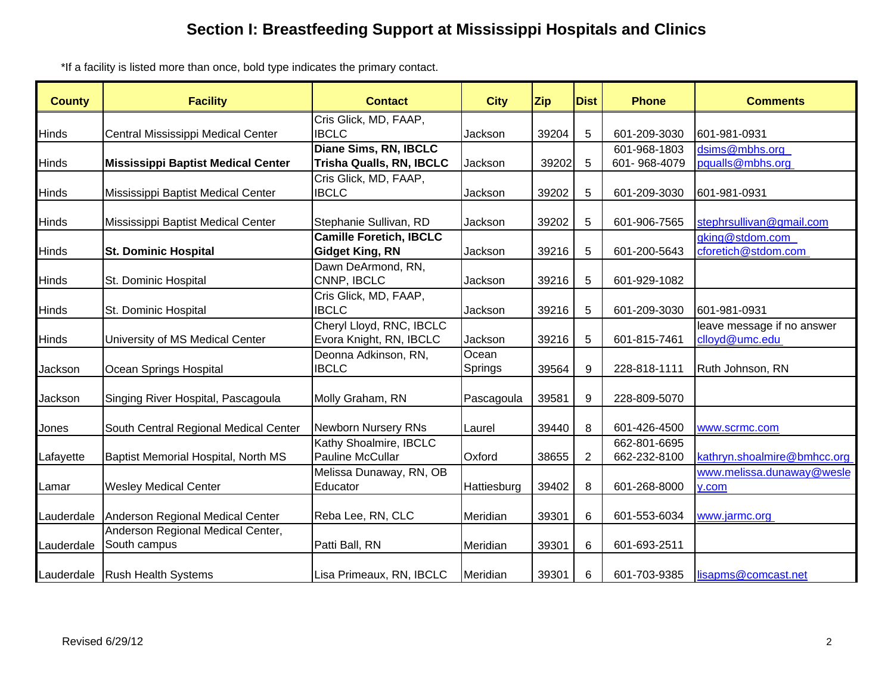# Section I: Breastfeeding Support at Mississippi Hospitals and Clinics

*If a facility is listed more than once, bold type indicates the primary contact.

| County | Facility | Contact | City | Zip | Dist | Phone | Comments |
|---|---|---|---|---|---|---|---|
| Hinds | Central Mississippi Medical Center | Cris Glick, MD, FAAP, IBCLC | Jackson | 39204 | 5 | 601-209-3030 | 601-981-0931 |
| Hinds | **Mississippi Baptist Medical Center** | **Diane Sims, RN, IBCLC** **Trisha Qualls, RN, IBCLC** | Jackson | 39202 | 5 | 601-968-1803 601- 968-4079 | dsims@mbhs.org pqualls@mbhs.org |
| Hinds | Mississippi Baptist Medical Center | Cris Glick, MD, FAAP, IBCLC | Jackson | 39202 | 5 | 601-209-3030 | 601-981-0931 |
| Hinds | Mississippi Baptist Medical Center | Stephanie Sullivan, RD | Jackson | 39202 | 5 | 601-906-7565 | stephrsullivan@gmail.com |
| Hinds | **St. Dominic Hospital** | **Camille Foretich, IBCLC** **Gidget King, RN** | Jackson | 39216 | 5 | 601-200-5643 | gking@stdom.com cforetich@stdom.com |
| Hinds | St. Dominic Hospital | Dawn DeArmond, RN, CNNP, IBCLC | Jackson | 39216 | 5 | 601-929-1082 | |
| Hinds | St. Dominic Hospital | Cris Glick, MD, FAAP, IBCLC | Jackson | 39216 | 5 | 601-209-3030 | 601-981-0931 |
| Hinds | University of MS Medical Center | Cheryl Lloyd, RNC, IBCLC Evora Knight, RN, IBCLC | Jackson | 39216 | 5 | 601-815-7461 | leave message if no answer clloyd@umc.edu |
| Jackson | Ocean Springs Hospital | Deonna Adkinson, RN, IBCLC | Ocean Springs | 39564 | 9 | 228-818-1111 | Ruth Johnson, RN |
| Jackson | Singing River Hospital, Pascagoula | Molly Graham, RN | Pascagoula | 39581 | 9 | 228-809-5070 | |
| Jones | South Central Regional Medical Center | Newborn Nursery RNs | Laurel | 39440 | 8 | 601-426-4500 | www.scrmc.com |
| Lafayette | Baptist Memorial Hospital, North MS | Kathy Shoalmire, IBCLC Pauline McCullar | Oxford | 38655 | 2 | 662-801-6695 662-232-8100 | kathryn.shoalmire@bmhcc.org |
| Lamar | Wesley Medical Center | Melissa Dunaway, RN, OB Educator | Hattiesburg | 39402 | 8 | 601-268-8000 | www.melissa.dunaway@wesley.com |
| Lauderdale | Anderson Regional Medical Center | Reba Lee, RN, CLC | Meridian | 39301 | 6 | 601-553-6034 | www.jarmc.org |
| Lauderdale | Anderson Regional Medical Center, South campus | Patti Ball, RN | Meridian | 39301 | 6 | 601-693-2511 | |
| Lauderdale | Rush Health Systems | Lisa Primeaux, RN, IBCLC | Meridian | 39301 | 6 | 601-703-9385 | lisapms@comcast.net |

Revised 6/29/12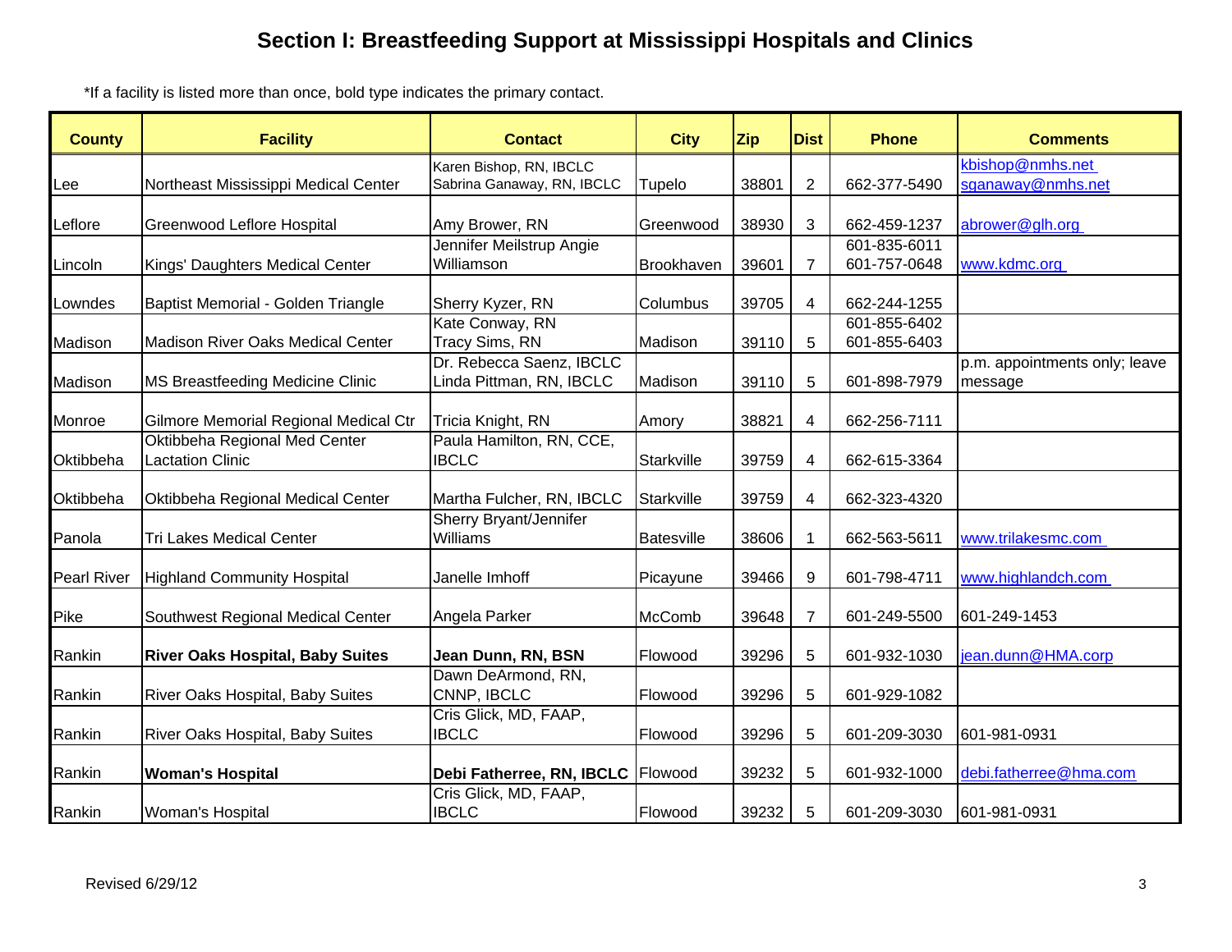# Section I: Breastfeeding Support at Mississippi Hospitals and Clinics

*If a facility is listed more than once, bold type indicates the primary contact.

| County | Facility | Contact | City | Zip | Dist | Phone | Comments |
|---|---|---|---|---|---|---|---|
| Lee | Northeast Mississippi Medical Center | Karen Bishop, RN, IBCLC Sabrina Ganaway, RN, IBCLC | Tupelo | 38801 | 2 | 662-377-5490 | kbishop@nmhs.net sganaway@nmhs.net |
| Leflore | Greenwood Leflore Hospital | Amy Brower, RN | Greenwood | 38930 | 3 | 662-459-1237 | abrower@glh.org |
| Lincoln | Kings' Daughters Medical Center | Jennifer Meilstrup Angie Williamson | Brookhaven | 39601 | 7 | 601-835-6011 601-757-0648 | www.kdmc.org |
| Lowndes | Baptist Memorial - Golden Triangle | Sherry Kyzer, RN | Columbus | 39705 | 4 | 662-244-1255 | |
| Madison | Madison River Oaks Medical Center | Kate Conway, RN Tracy Sims, RN | Madison | 39110 | 5 | 601-855-6402 601-855-6403 | |
| Madison | MS Breastfeeding Medicine Clinic | Dr. Rebecca Saenz, IBCLC Linda Pittman, RN, IBCLC | Madison | 39110 | 5 | 601-898-7979 | p.m. appointments only; leave message |
| Monroe | Gilmore Memorial Regional Medical Ctr | Tricia Knight, RN | Amory | 38821 | 4 | 662-256-7111 | |
| Oktibbeha | Oktibbeha Regional Med Center Lactation Clinic | Paula Hamilton, RN, CCE, IBCLC | Starkville | 39759 | 4 | 662-615-3364 | |
| Oktibbeha | Oktibbeha Regional Medical Center | Martha Fulcher, RN, IBCLC | Starkville | 39759 | 4 | 662-323-4320 | |
| Panola | Tri Lakes Medical Center | Sherry Bryant/Jennifer Williams | Batesville | 38606 | 1 | 662-563-5611 | www.trilakesmc.com |
| Pearl River | Highland Community Hospital | Janelle Imhoff | Picayune | 39466 | 9 | 601-798-4711 | www.highlandch.com |
| Pike | Southwest Regional Medical Center | Angela Parker | McComb | 39648 | 7 | 601-249-5500 | 601-249-1453 |
| Rankin | **River Oaks Hospital, Baby Suites** | **Jean Dunn, RN, BSN** | Flowood | 39296 | 5 | 601-932-1030 | jean.dunn@HMA.corp |
| Rankin | River Oaks Hospital, Baby Suites | Dawn DeArmond, RN, CNNP, IBCLC | Flowood | 39296 | 5 | 601-929-1082 | |
| Rankin | River Oaks Hospital, Baby Suites | Cris Glick, MD, FAAP, IBCLC | Flowood | 39296 | 5 | 601-209-3030 | 601-981-0931 |
| Rankin | **Woman's Hospital** | **Debi Fatherree, RN, IBCLC** | Flowood | 39232 | 5 | 601-932-1000 | debi.fatherree@hma.com |
| Rankin | Woman's Hospital | Cris Glick, MD, FAAP, IBCLC | Flowood | 39232 | 5 | 601-209-3030 | 601-981-0931 |

Revised 6/29/12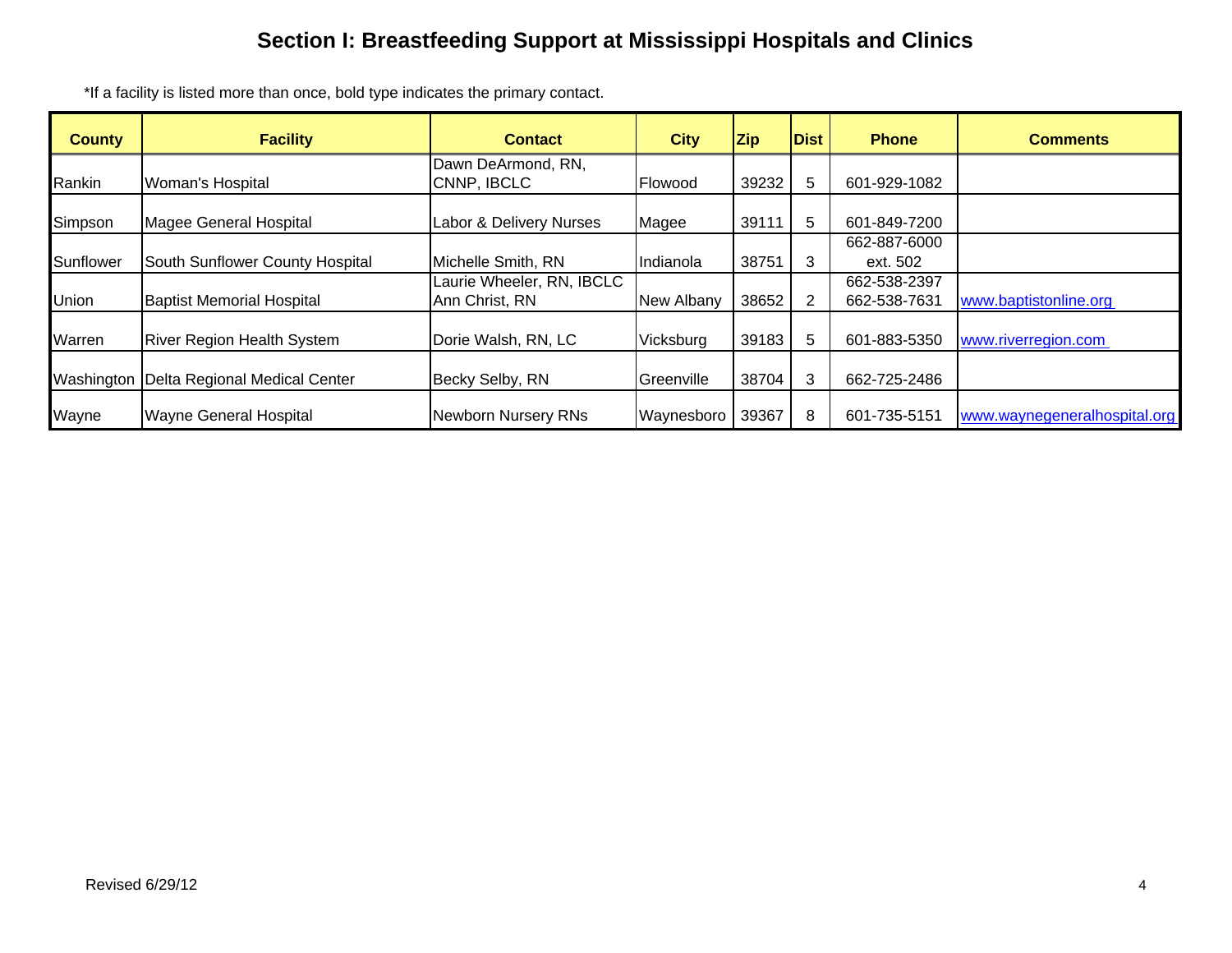# Section I: Breastfeeding Support at Mississippi Hospitals and Clinics

*If a facility is listed more than once, bold type indicates the primary contact.

| County | Facility | Contact | City | Zip | Dist | Phone | Comments |
|---|---|---|---|---|---|---|---|
| Rankin | Woman's Hospital | Dawn DeArmond, RN, CNNP, IBCLC | Flowood | 39232 | 5 | 601-929-1082 | |
| Simpson | Magee General Hospital | Labor & Delivery Nurses | Magee | 39111 | 5 | 601-849-7200 | |
| Sunflower | South Sunflower County Hospital | Michelle Smith, RN | Indianola | 38751 | 3 | 662-887-6000 ext. 502 | |
| Union | Baptist Memorial Hospital | Laurie Wheeler, RN, IBCLC<br>Ann Christ, RN | New Albany | 38652 | 2 | 662-538-2397<br>662-538-7631 | www.baptistonline.org |
| Warren | River Region Health System | Dorie Walsh, RN, LC | Vicksburg | 39183 | 5 | 601-883-5350 | www.riverregion.com |
| Washington | Delta Regional Medical Center | Becky Selby, RN | Greenville | 38704 | 3 | 662-725-2486 | |
| Wayne | Wayne General Hospital | Newborn Nursery RNs | Waynesboro | 39367 | 8 | 601-735-5151 | www.waynegeneralhospital.org |

Revised 6/29/12